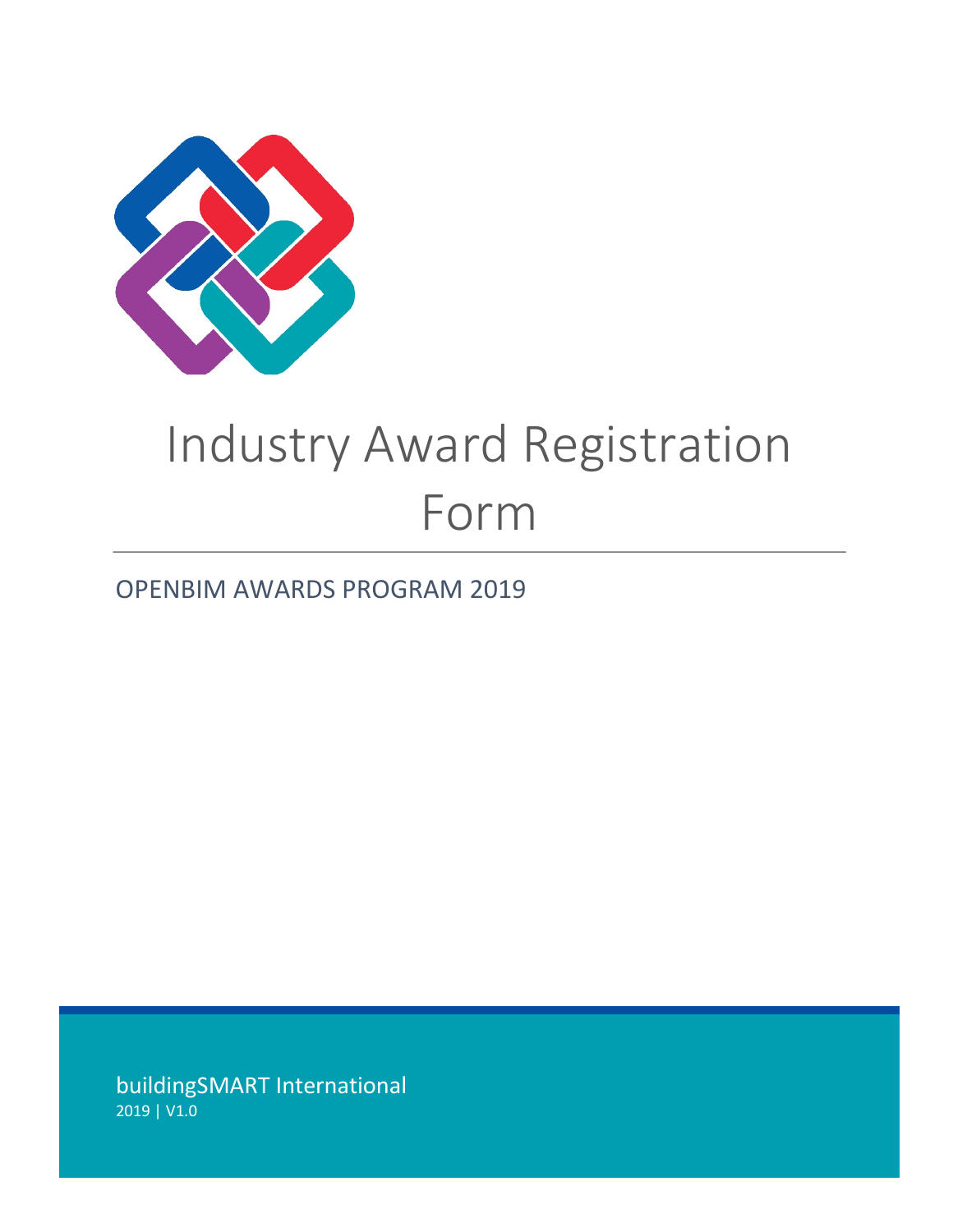# Industry Award Registration Form

## OPENBIM AWARDS PROGRAM 2019

buildingSMART International

2019 | V1.0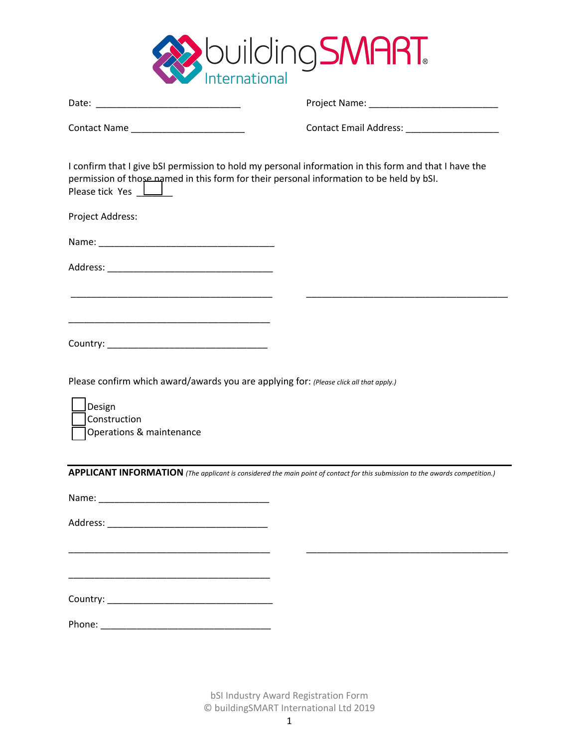Date: ____________________________ Project Name: _________________________

Contact Name _____________________ Contact Email Address: __________________

I confirm that I give bSI permission to hold my personal information in this form and that I have the permission of those named in this form for their personal information to be held by bSI.
Please tick Yes ☐

Project Address:

Name: __________________________________

Address: ________________________________

_______________________________________ _______________________________________

_______________________________________

Country: ______________________________

Please confirm which award/awards you are applying for: *(Please click all that apply.)*

☐ Design
☐ Construction
☐ Operations & maintenance

---

**APPLICANT INFORMATION** *(The applicant is considered the main point of contact for this submission to the awards competition.)*

Name: _________________________________

Address: ______________________________

_______________________________________ _______________________________________

_______________________________________

Country: ______________________________

Phone: ________________________________

bSI Industry Award Registration Form
© buildingSMART International Ltd 2019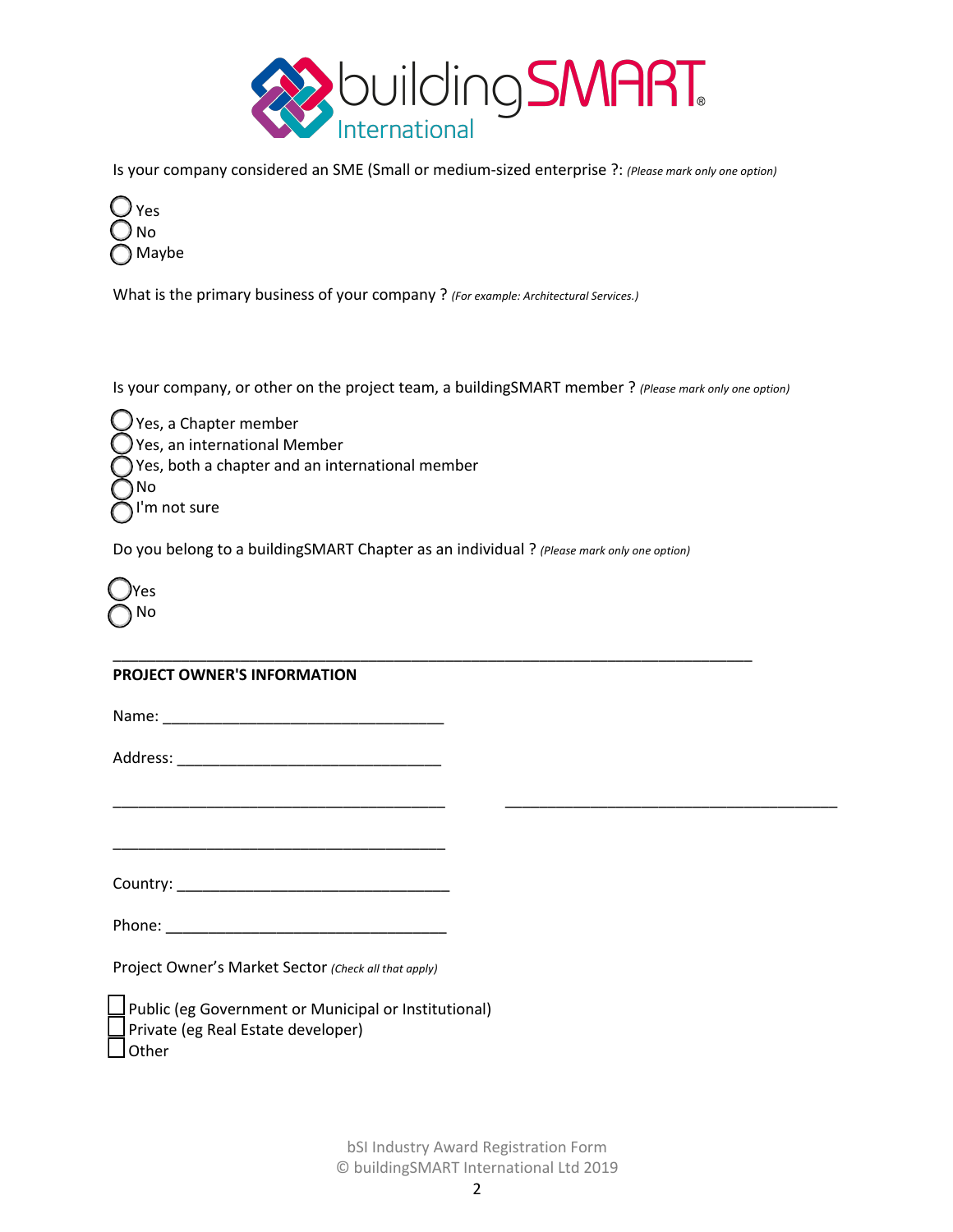Is your company considered an SME (Small or medium-sized enterprise ?: *(Please mark only one option)*

- ◯ Yes
- ◯ No
- ◯ Maybe

What is the primary business of your company ? *(For example: Architectural Services.)*

Is your company, or other on the project team, a buildingSMART member ? *(Please mark only one option)*

- ◯ Yes, a Chapter member
- ◯ Yes, an international Member
- ◯ Yes, both a chapter and an international member
- ◯ No
- ◯ I'm not sure

Do you belong to a buildingSMART Chapter as an individual ? *(Please mark only one option)*

- ◯ Yes
- ◯ No

---

**PROJECT OWNER'S INFORMATION**

Name: ________________________________

Address: ______________________________

______________________________________     ______________________________________

______________________________________

Country: _______________________________

Phone: ________________________________

Project Owner's Market Sector *(Check all that apply)*

- ☐ Public (eg Government or Municipal or Institutional)
- ☐ Private (eg Real Estate developer)
- ☐ Other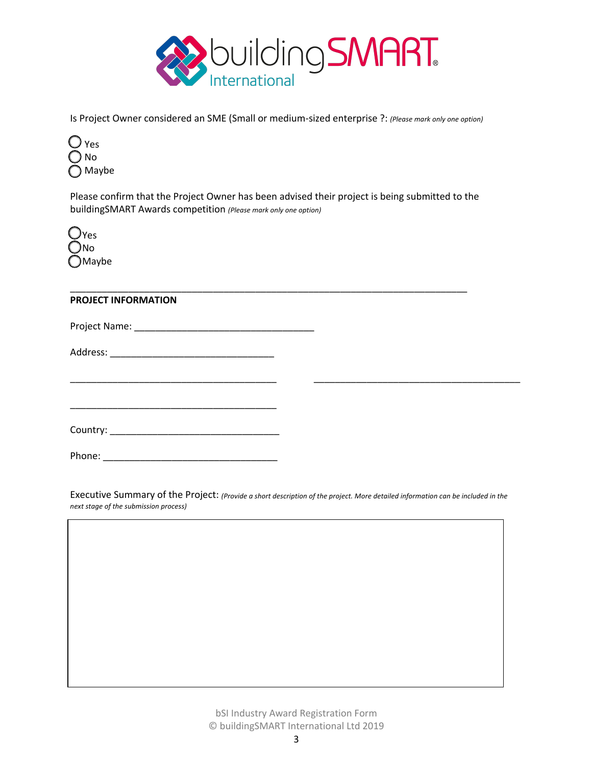Is Project Owner considered an SME (Small or medium-sized enterprise ?: *(Please mark only one option)*

- ◯ Yes
- ◯ No
- ◯ Maybe

Please confirm that the Project Owner has been advised their project is being submitted to the buildingSMART Awards competition *(Please mark only one option)*

- ◯ Yes
- ◯ No
- ◯ Maybe

---

**PROJECT INFORMATION**

Project Name: ___________________________________

Address: _______________________________

_______________________________________ _______________________________________

_______________________________________

Country: ________________________________

Phone: _________________________________

Executive Summary of the Project: *(Provide a short description of the project. More detailed information can be included in the next stage of the submission process)*

| |
|---|
| |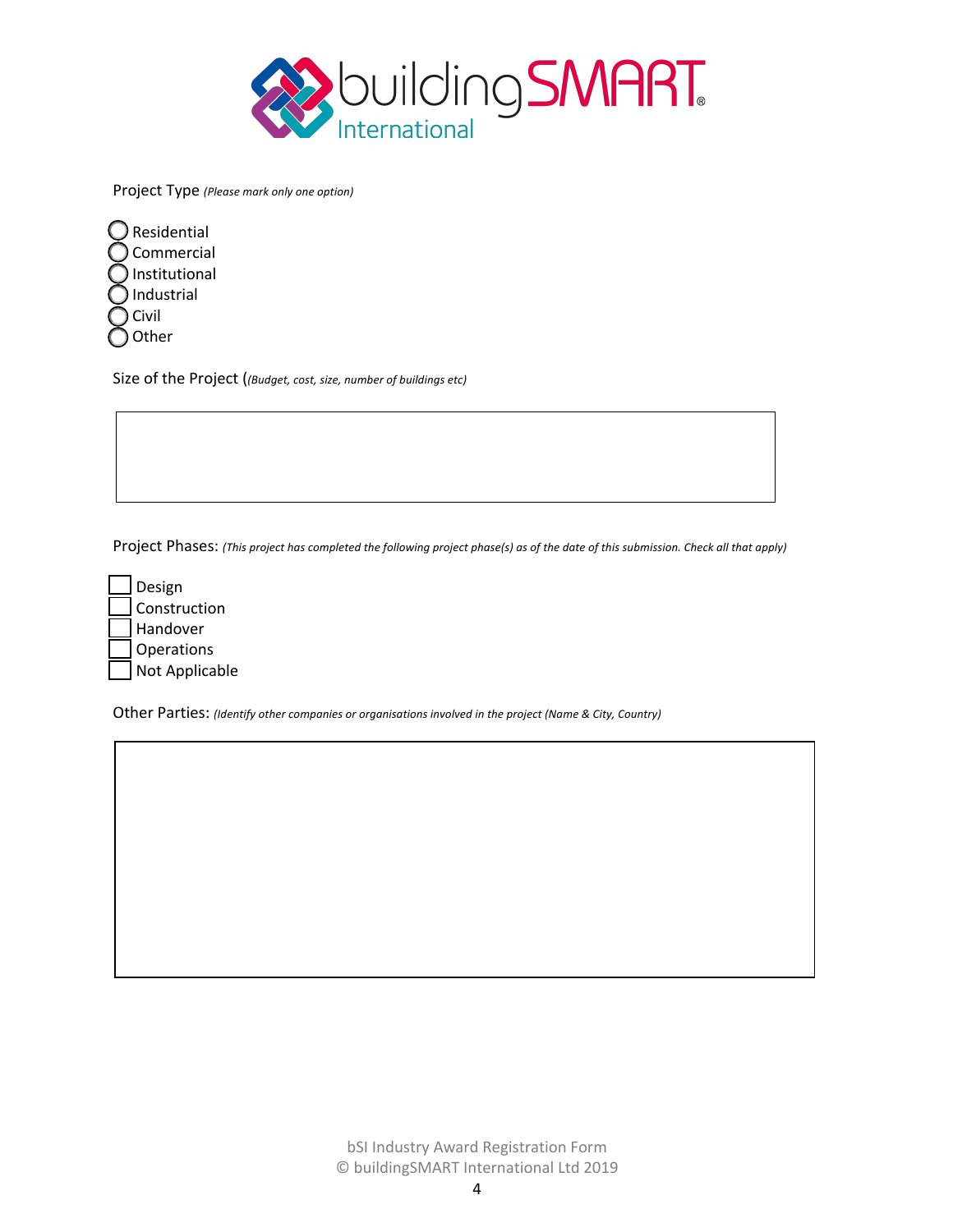Project Type *(Please mark only one option)*

- ◯ Residential
- ◯ Commercial
- ◯ Institutional
- ◯ Industrial
- ◯ Civil
- ◯ Other

Size of the Project (*(Budget, cost, size, number of buildings etc)*

Project Phases: *(This project has completed the following project phase(s) as of the date of this submission. Check all that apply)*

- ☐ Design
- ☐ Construction
- ☐ Handover
- ☐ Operations
- ☐ Not Applicable

Other Parties: *(Identify other companies or organisations involved in the project (Name & City, Country)*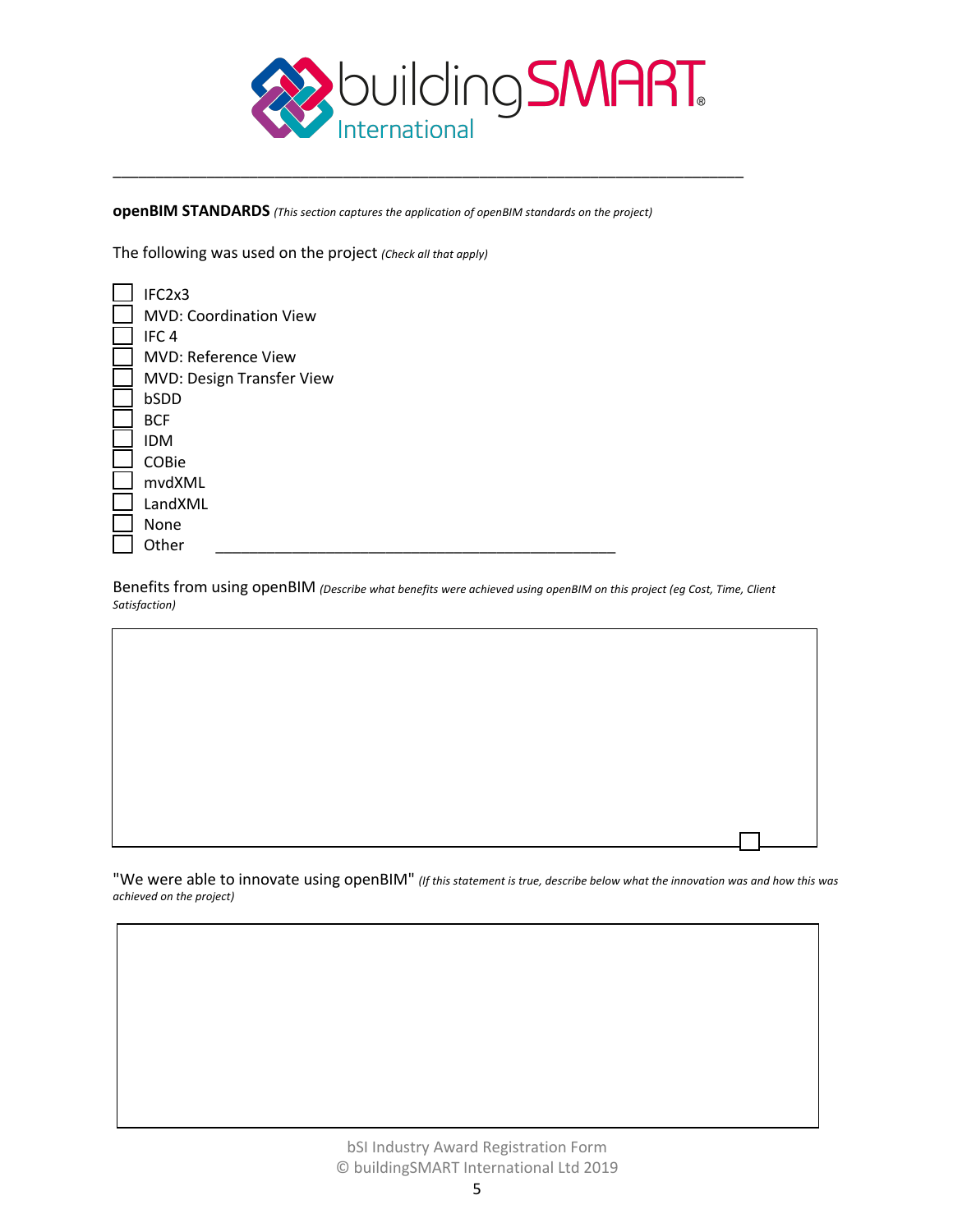**openBIM STANDARDS** *(This section captures the application of openBIM standards on the project)*

The following was used on the project *(Check all that apply)*

- ☐ IFC2x3
- ☐ MVD: Coordination View
- ☐ IFC 4
- ☐ MVD: Reference View
- ☐ MVD: Design Transfer View
- ☐ bSDD
- ☐ BCF
- ☐ IDM
- ☐ COBie
- ☐ mvdXML
- ☐ LandXML
- ☐ None
- ☐ Other \_\_\_\_\_\_\_\_\_\_\_\_\_\_\_\_\_\_\_\_\_\_\_\_\_\_\_\_\_\_\_\_\_\_\_\_\_\_\_\_

Benefits from using openBIM *(Describe what benefits were achieved using openBIM on this project (eg Cost, Time, Client Satisfaction)*

"We were able to innovate using openBIM" *(If this statement is true, describe below what the innovation was and how this was achieved on the project)*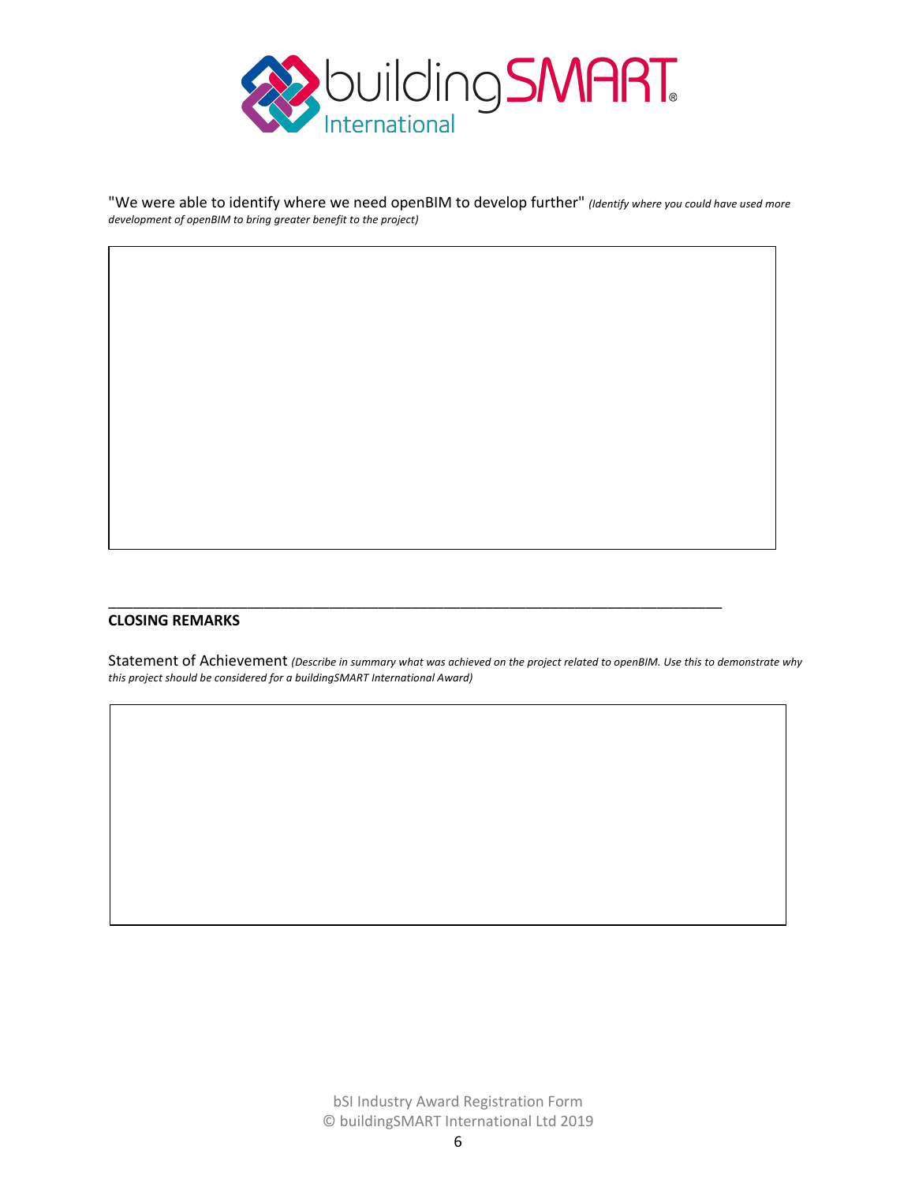"We were able to identify where we need openBIM to develop further" *(Identify where you could have used more development of openBIM to bring greater benefit to the project)*

---

**CLOSING REMARKS**

Statement of Achievement *(Describe in summary what was achieved on the project related to openBIM. Use this to demonstrate why this project should be considered for a buildingSMART International Award)*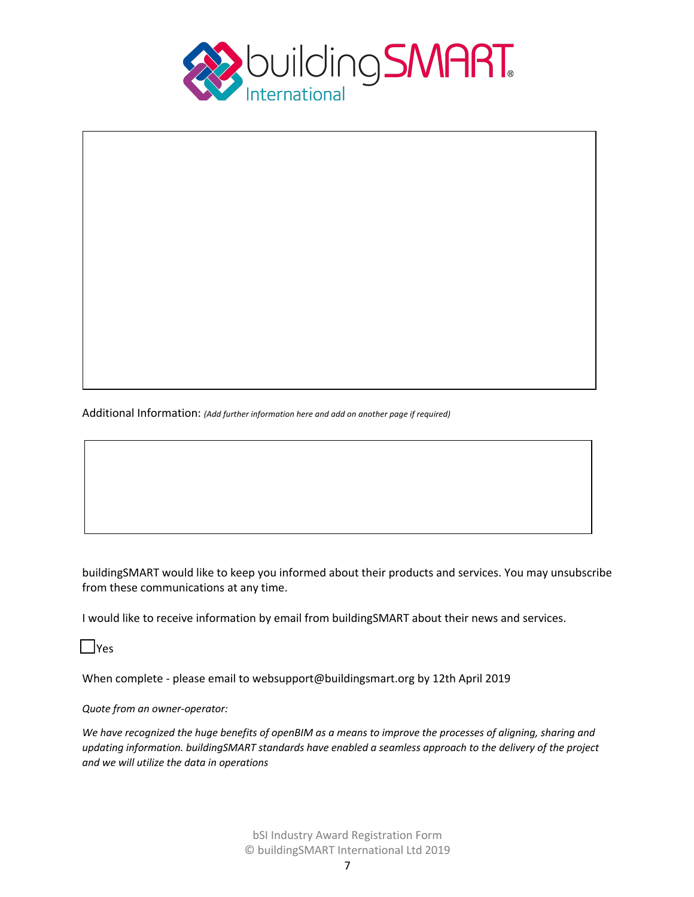Additional Information: *(Add further information here and add on another page if required)*

buildingSMART would like to keep you informed about their products and services. You may unsubscribe from these communications at any time.

I would like to receive information by email from buildingSMART about their news and services.

☐ Yes

When complete - please email to websupport@buildingsmart.org by 12th April 2019

*Quote from an owner-operator:*

*We have recognized the huge benefits of openBIM as a means to improve the processes of aligning, sharing and updating information. buildingSMART standards have enabled a seamless approach to the delivery of the project and we will utilize the data in operations*